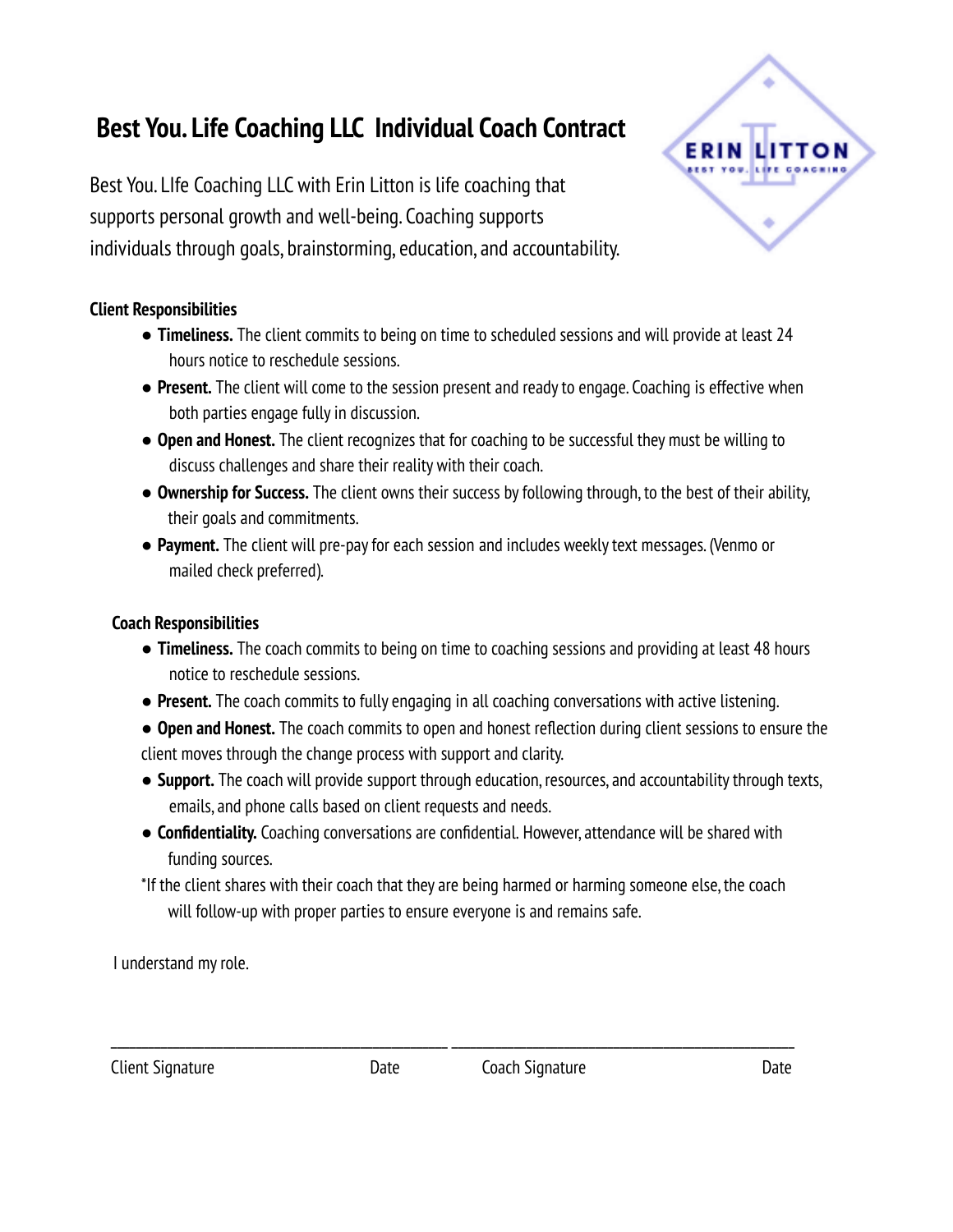# Best You. Life Coaching LLC Individual Coach Contract

ERIN LITTON
BEST YOU. LIFE COACHING

Best You. LIfe Coaching LLC with Erin Litton is life coaching that supports personal growth and well-being. Coaching supports individuals through goals, brainstorming, education, and accountability.

**Client Responsibilities**

- **Timeliness.** The client commits to being on time to scheduled sessions and will provide at least 24 hours notice to reschedule sessions.
- **Present.** The client will come to the session present and ready to engage. Coaching is effective when both parties engage fully in discussion.
- **Open and Honest.** The client recognizes that for coaching to be successful they must be willing to discuss challenges and share their reality with their coach.
- **Ownership for Success.** The client owns their success by following through, to the best of their ability, their goals and commitments.
- **Payment.** The client will pre-pay for each session and includes weekly text messages. (Venmo or mailed check preferred).

**Coach Responsibilities**

- **Timeliness.** The coach commits to being on time to coaching sessions and providing at least 48 hours notice to reschedule sessions.
- **Present.** The coach commits to fully engaging in all coaching conversations with active listening.
- **Open and Honest.** The coach commits to open and honest reflection during client sessions to ensure the client moves through the change process with support and clarity.
- **Support.** The coach will provide support through education, resources, and accountability through texts, emails, and phone calls based on client requests and needs.
- **Confidentiality.** Coaching conversations are confidential. However, attendance will be shared with funding sources.

*If the client shares with their coach that they are being harmed or harming someone else, the coach will follow-up with proper parties to ensure everyone is and remains safe.

I understand my role.

_____________________________________________ _____________________________________________

Client Signature Date Coach Signature Date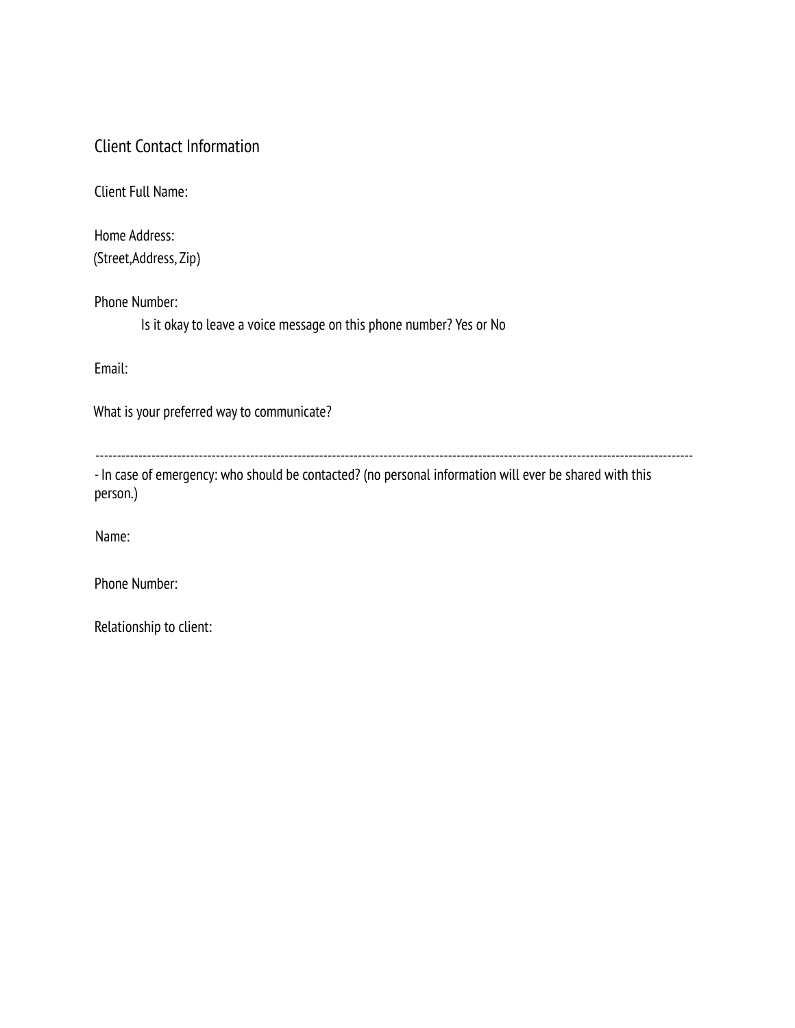## Client Contact Information

Client Full Name:

Home Address:
(Street,Address, Zip)

Phone Number:

Is it okay to leave a voice message on this phone number? Yes or No

Email:

What is your preferred way to communicate?

---

- In case of emergency: who should be contacted? (no personal information will ever be shared with this person.)

Name:

Phone Number:

Relationship to client: